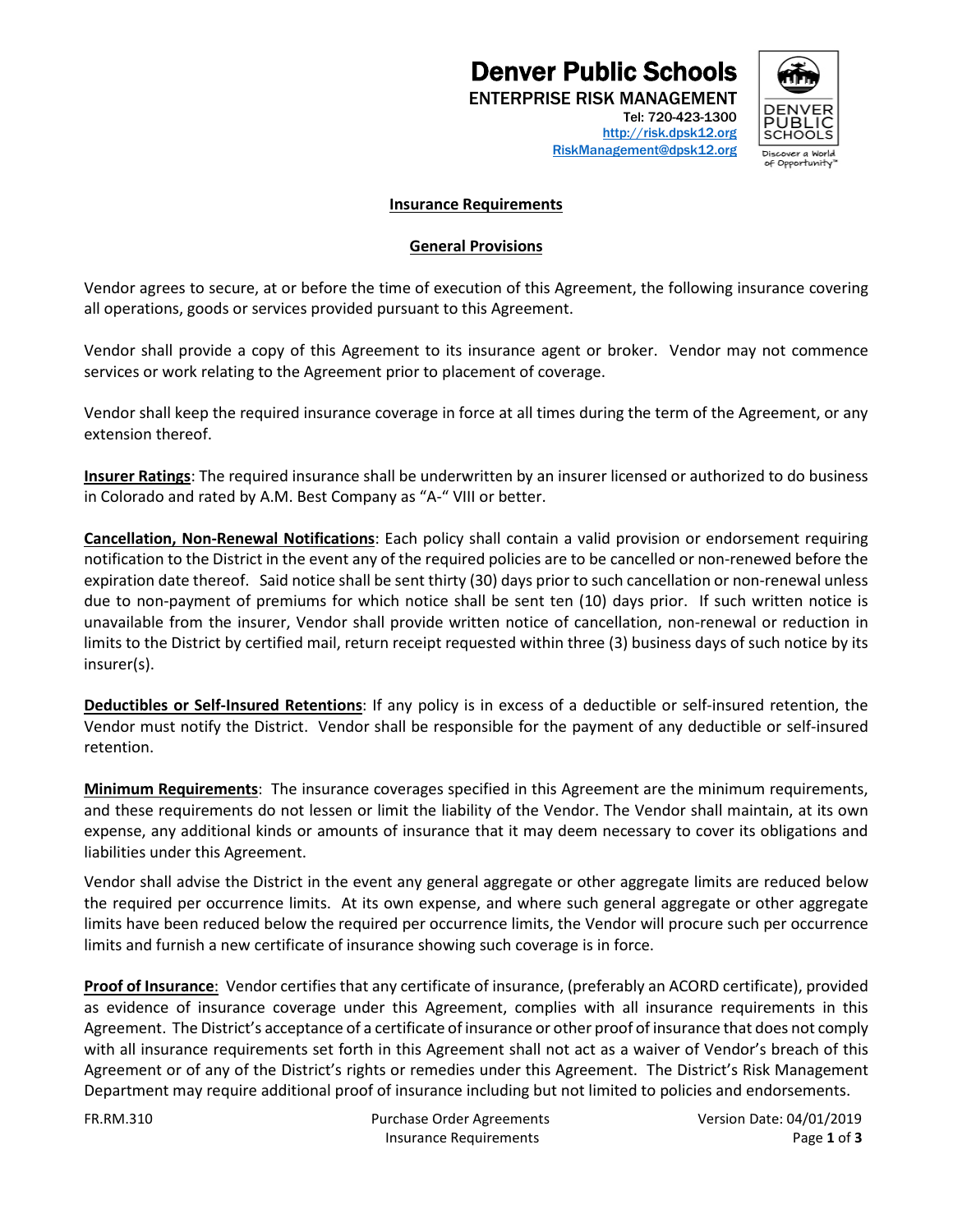# Denver Public Schools

**ENTERPRISE RISK MANAGEMENT**

Tel: 720-423-1300
http://risk.dpsk12.org
RiskManagement@dpsk12.org

## Insurance Requirements

### General Provisions

Vendor agrees to secure, at or before the time of execution of this Agreement, the following insurance covering all operations, goods or services provided pursuant to this Agreement.

Vendor shall provide a copy of this Agreement to its insurance agent or broker. Vendor may not commence services or work relating to the Agreement prior to placement of coverage.

Vendor shall keep the required insurance coverage in force at all times during the term of the Agreement, or any extension thereof.

**Insurer Ratings**: The required insurance shall be underwritten by an insurer licensed or authorized to do business in Colorado and rated by A.M. Best Company as "A-" VIII or better.

**Cancellation, Non-Renewal Notifications**: Each policy shall contain a valid provision or endorsement requiring notification to the District in the event any of the required policies are to be cancelled or non-renewed before the expiration date thereof. Said notice shall be sent thirty (30) days prior to such cancellation or non-renewal unless due to non-payment of premiums for which notice shall be sent ten (10) days prior. If such written notice is unavailable from the insurer, Vendor shall provide written notice of cancellation, non-renewal or reduction in limits to the District by certified mail, return receipt requested within three (3) business days of such notice by its insurer(s).

**Deductibles or Self-Insured Retentions**: If any policy is in excess of a deductible or self-insured retention, the Vendor must notify the District. Vendor shall be responsible for the payment of any deductible or self-insured retention.

**Minimum Requirements**: The insurance coverages specified in this Agreement are the minimum requirements, and these requirements do not lessen or limit the liability of the Vendor. The Vendor shall maintain, at its own expense, any additional kinds or amounts of insurance that it may deem necessary to cover its obligations and liabilities under this Agreement.

Vendor shall advise the District in the event any general aggregate or other aggregate limits are reduced below the required per occurrence limits. At its own expense, and where such general aggregate or other aggregate limits have been reduced below the required per occurrence limits, the Vendor will procure such per occurrence limits and furnish a new certificate of insurance showing such coverage is in force.

**Proof of Insurance**: Vendor certifies that any certificate of insurance, (preferably an ACORD certificate), provided as evidence of insurance coverage under this Agreement, complies with all insurance requirements in this Agreement. The District's acceptance of a certificate of insurance or other proof of insurance that does not comply with all insurance requirements set forth in this Agreement shall not act as a waiver of Vendor's breach of this Agreement or of any of the District's rights or remedies under this Agreement. The District's Risk Management Department may require additional proof of insurance including but not limited to policies and endorsements.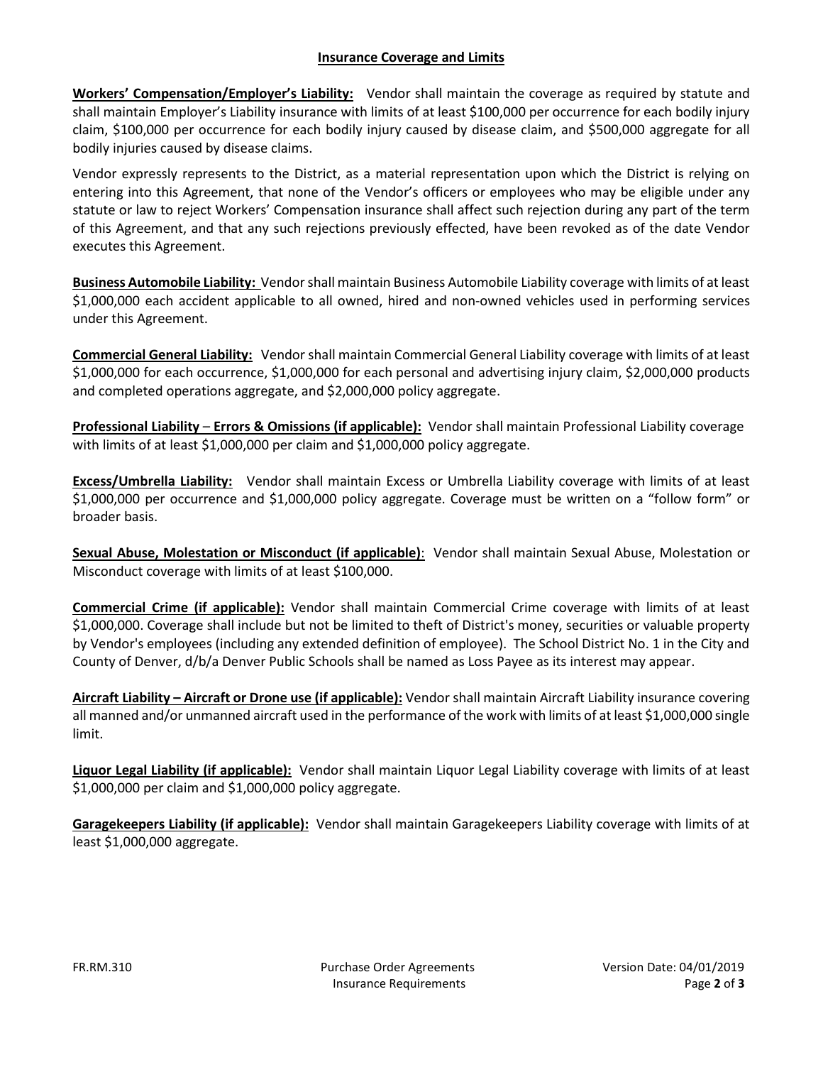## Insurance Coverage and Limits

**Workers' Compensation/Employer's Liability:** Vendor shall maintain the coverage as required by statute and shall maintain Employer's Liability insurance with limits of at least $100,000 per occurrence for each bodily injury claim, $100,000 per occurrence for each bodily injury caused by disease claim, and $500,000 aggregate for all bodily injuries caused by disease claims.

Vendor expressly represents to the District, as a material representation upon which the District is relying on entering into this Agreement, that none of the Vendor's officers or employees who may be eligible under any statute or law to reject Workers' Compensation insurance shall affect such rejection during any part of the term of this Agreement, and that any such rejections previously effected, have been revoked as of the date Vendor executes this Agreement.

**Business Automobile Liability:** Vendor shall maintain Business Automobile Liability coverage with limits of at least $1,000,000 each accident applicable to all owned, hired and non-owned vehicles used in performing services under this Agreement.

**Commercial General Liability:** Vendor shall maintain Commercial General Liability coverage with limits of at least $1,000,000 for each occurrence, $1,000,000 for each personal and advertising injury claim, $2,000,000 products and completed operations aggregate, and $2,000,000 policy aggregate.

**Professional Liability – Errors & Omissions (if applicable):** Vendor shall maintain Professional Liability coverage with limits of at least $1,000,000 per claim and $1,000,000 policy aggregate.

**Excess/Umbrella Liability:** Vendor shall maintain Excess or Umbrella Liability coverage with limits of at least $1,000,000 per occurrence and $1,000,000 policy aggregate. Coverage must be written on a "follow form" or broader basis.

**Sexual Abuse, Molestation or Misconduct (if applicable)**: Vendor shall maintain Sexual Abuse, Molestation or Misconduct coverage with limits of at least $100,000.

**Commercial Crime (if applicable):** Vendor shall maintain Commercial Crime coverage with limits of at least $1,000,000. Coverage shall include but not be limited to theft of District's money, securities or valuable property by Vendor's employees (including any extended definition of employee). The School District No. 1 in the City and County of Denver, d/b/a Denver Public Schools shall be named as Loss Payee as its interest may appear.

**Aircraft Liability – Aircraft or Drone use (if applicable):** Vendor shall maintain Aircraft Liability insurance covering all manned and/or unmanned aircraft used in the performance of the work with limits of at least $1,000,000 single limit.

**Liquor Legal Liability (if applicable):** Vendor shall maintain Liquor Legal Liability coverage with limits of at least $1,000,000 per claim and $1,000,000 policy aggregate.

**Garagekeepers Liability (if applicable):** Vendor shall maintain Garagekeepers Liability coverage with limits of at least $1,000,000 aggregate.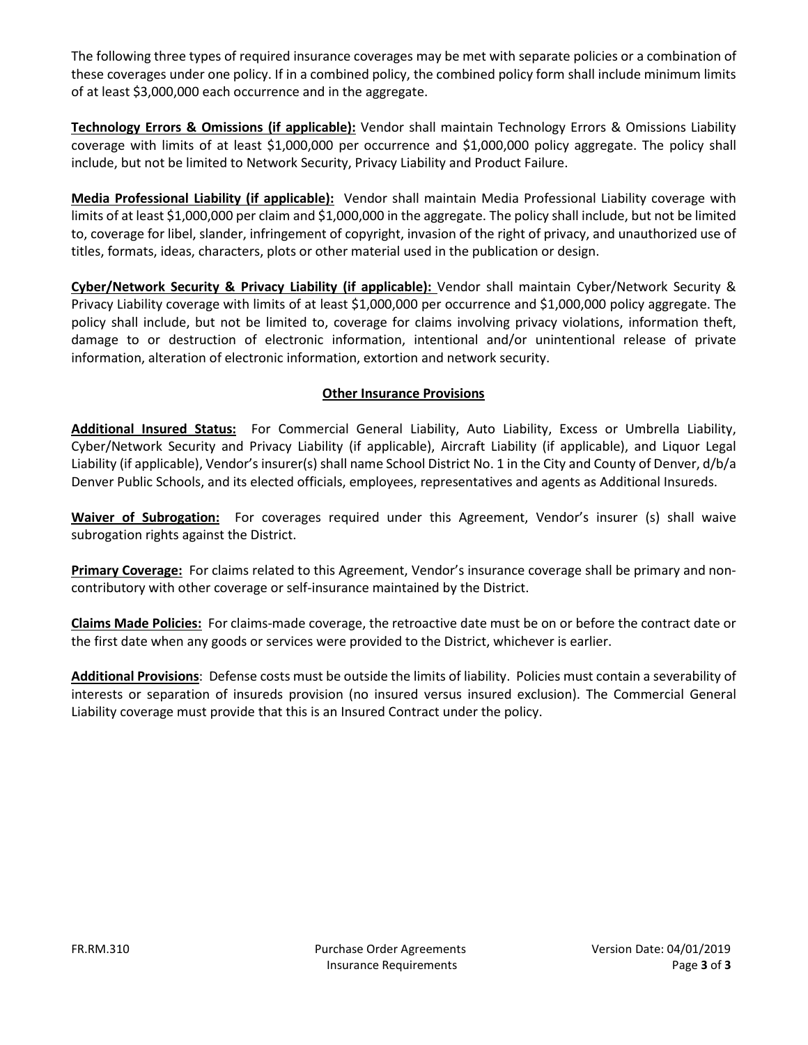The following three types of required insurance coverages may be met with separate policies or a combination of these coverages under one policy. If in a combined policy, the combined policy form shall include minimum limits of at least $3,000,000 each occurrence and in the aggregate.

**Technology Errors & Omissions (if applicable):** Vendor shall maintain Technology Errors & Omissions Liability coverage with limits of at least $1,000,000 per occurrence and $1,000,000 policy aggregate. The policy shall include, but not be limited to Network Security, Privacy Liability and Product Failure.

**Media Professional Liability (if applicable):** Vendor shall maintain Media Professional Liability coverage with limits of at least $1,000,000 per claim and $1,000,000 in the aggregate. The policy shall include, but not be limited to, coverage for libel, slander, infringement of copyright, invasion of the right of privacy, and unauthorized use of titles, formats, ideas, characters, plots or other material used in the publication or design.

**Cyber/Network Security & Privacy Liability (if applicable):** Vendor shall maintain Cyber/Network Security & Privacy Liability coverage with limits of at least $1,000,000 per occurrence and $1,000,000 policy aggregate. The policy shall include, but not be limited to, coverage for claims involving privacy violations, information theft, damage to or destruction of electronic information, intentional and/or unintentional release of private information, alteration of electronic information, extortion and network security.

## Other Insurance Provisions

**Additional Insured Status:** For Commercial General Liability, Auto Liability, Excess or Umbrella Liability, Cyber/Network Security and Privacy Liability (if applicable), Aircraft Liability (if applicable), and Liquor Legal Liability (if applicable), Vendor's insurer(s) shall name School District No. 1 in the City and County of Denver, d/b/a Denver Public Schools, and its elected officials, employees, representatives and agents as Additional Insureds.

**Waiver of Subrogation:** For coverages required under this Agreement, Vendor's insurer (s) shall waive subrogation rights against the District.

**Primary Coverage:** For claims related to this Agreement, Vendor's insurance coverage shall be primary and non-contributory with other coverage or self-insurance maintained by the District.

**Claims Made Policies:** For claims-made coverage, the retroactive date must be on or before the contract date or the first date when any goods or services were provided to the District, whichever is earlier.

**Additional Provisions**: Defense costs must be outside the limits of liability. Policies must contain a severability of interests or separation of insureds provision (no insured versus insured exclusion). The Commercial General Liability coverage must provide that this is an Insured Contract under the policy.